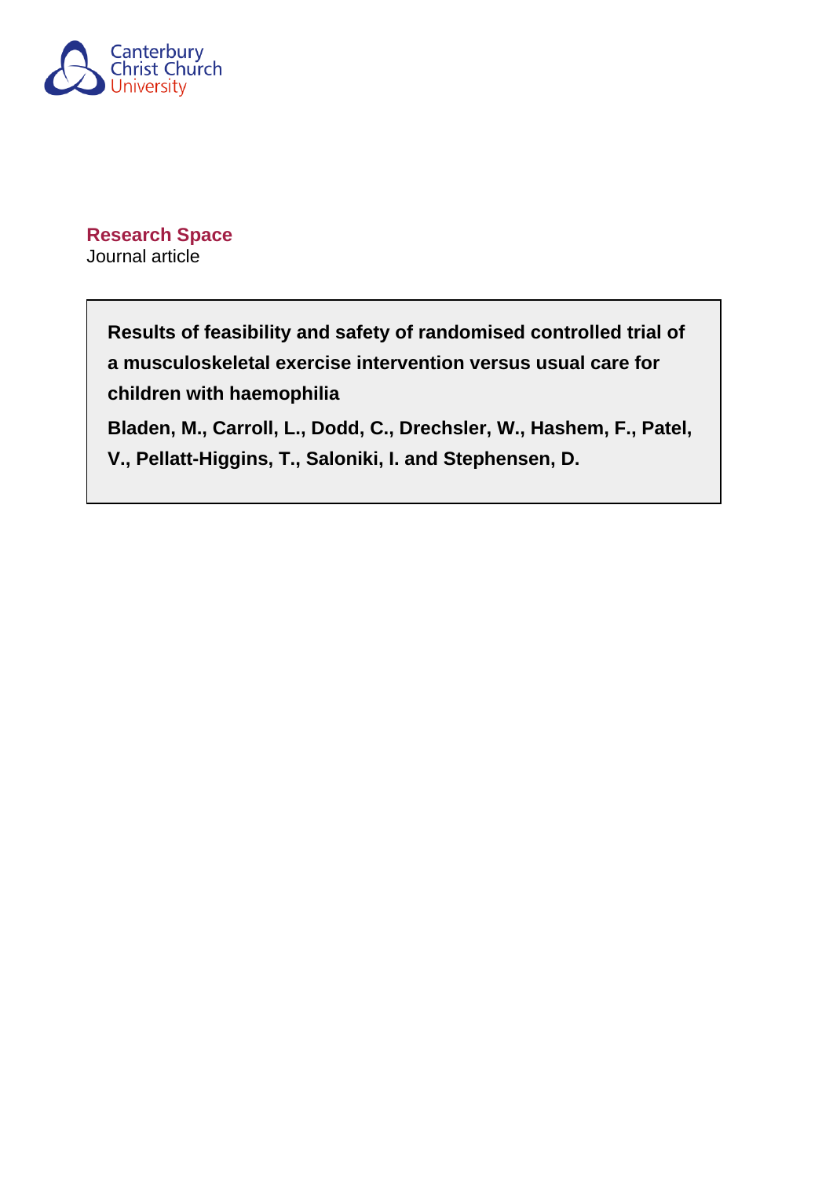Canterbury Christ Church University

**Research Space**
Journal article

**Results of feasibility and safety of randomised controlled trial of a musculoskeletal exercise intervention versus usual care for children with haemophilia**

**Bladen, M., Carroll, L., Dodd, C., Drechsler, W., Hashem, F., Patel, V., Pellatt-Higgins, T., Saloniki, I. and Stephensen, D.**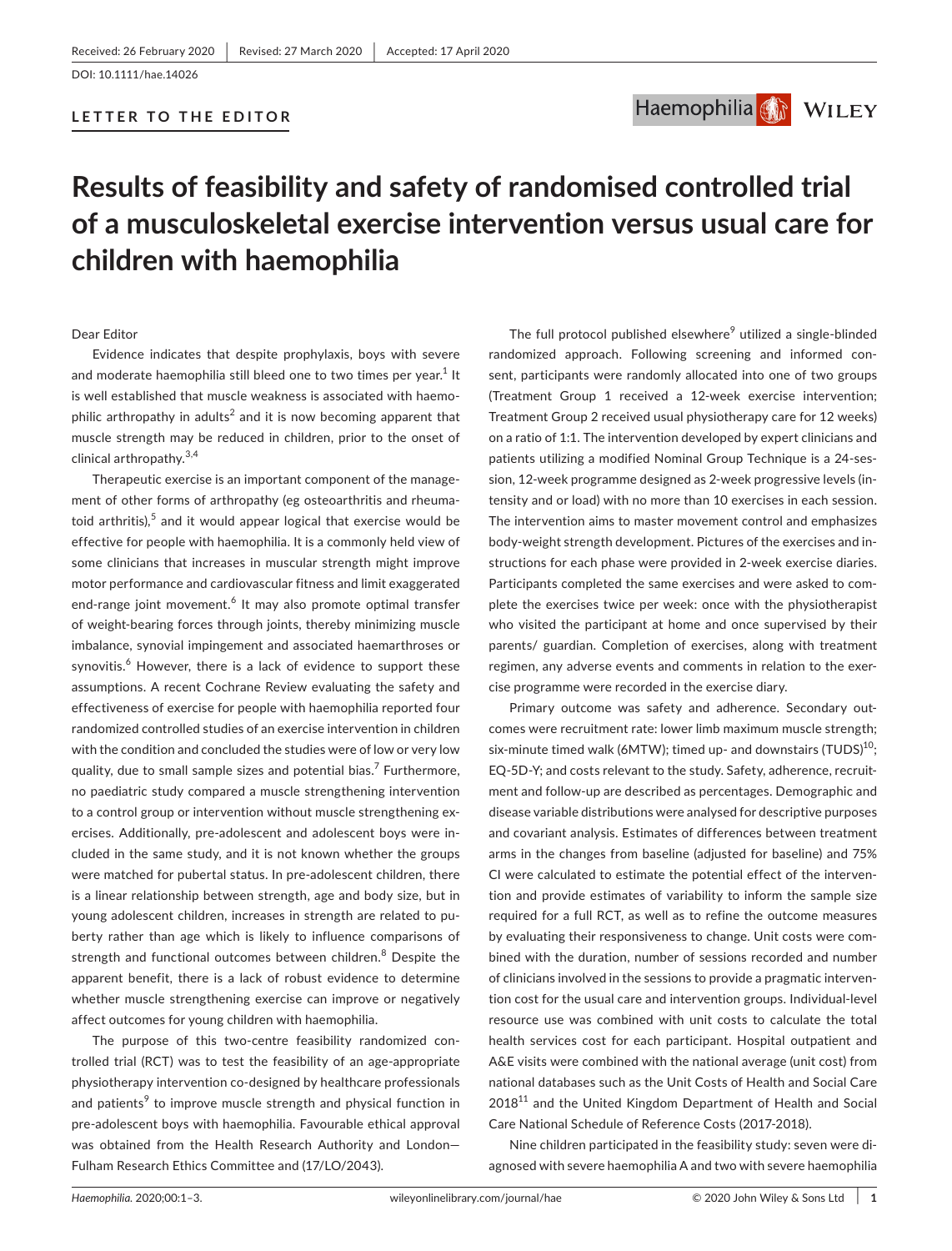Received: 26 February 2020 | Revised: 27 March 2020 | Accepted: 17 April 2020

DOI: 10.1111/hae.14026

**LETTER TO THE EDITOR**

# Results of feasibility and safety of randomised controlled trial of a musculoskeletal exercise intervention versus usual care for children with haemophilia

Dear Editor

Evidence indicates that despite prophylaxis, boys with severe and moderate haemophilia still bleed one to two times per year.[1] It is well established that muscle weakness is associated with haemophilic arthropathy in adults[2] and it is now becoming apparent that muscle strength may be reduced in children, prior to the onset of clinical arthropathy.[3,4]

Therapeutic exercise is an important component of the management of other forms of arthropathy (eg osteoarthritis and rheumatoid arthritis),[5] and it would appear logical that exercise would be effective for people with haemophilia. It is a commonly held view of some clinicians that increases in muscular strength might improve motor performance and cardiovascular fitness and limit exaggerated end-range joint movement.[6] It may also promote optimal transfer of weight-bearing forces through joints, thereby minimizing muscle imbalance, synovial impingement and associated haemarthroses or synovitis.[6] However, there is a lack of evidence to support these assumptions. A recent Cochrane Review evaluating the safety and effectiveness of exercise for people with haemophilia reported four randomized controlled studies of an exercise intervention in children with the condition and concluded the studies were of low or very low quality, due to small sample sizes and potential bias.[7] Furthermore, no paediatric study compared a muscle strengthening intervention to a control group or intervention without muscle strengthening exercises. Additionally, pre-adolescent and adolescent boys were included in the same study, and it is not known whether the groups were matched for pubertal status. In pre-adolescent children, there is a linear relationship between strength, age and body size, but in young adolescent children, increases in strength are related to puberty rather than age which is likely to influence comparisons of strength and functional outcomes between children.[8] Despite the apparent benefit, there is a lack of robust evidence to determine whether muscle strengthening exercise can improve or negatively affect outcomes for young children with haemophilia.

The purpose of this two-centre feasibility randomized controlled trial (RCT) was to test the feasibility of an age-appropriate physiotherapy intervention co-designed by healthcare professionals and patients[9] to improve muscle strength and physical function in pre-adolescent boys with haemophilia. Favourable ethical approval was obtained from the Health Research Authority and London—Fulham Research Ethics Committee and (17/LO/2043).

The full protocol published elsewhere[9] utilized a single-blinded randomized approach. Following screening and informed consent, participants were randomly allocated into one of two groups (Treatment Group 1 received a 12-week exercise intervention; Treatment Group 2 received usual physiotherapy care for 12 weeks) on a ratio of 1:1. The intervention developed by expert clinicians and patients utilizing a modified Nominal Group Technique is a 24-session, 12-week programme designed as 2-week progressive levels (intensity and or load) with no more than 10 exercises in each session. The intervention aims to master movement control and emphasizes body-weight strength development. Pictures of the exercises and instructions for each phase were provided in 2-week exercise diaries. Participants completed the same exercises and were asked to complete the exercises twice per week: once with the physiotherapist who visited the participant at home and once supervised by their parents/ guardian. Completion of exercises, along with treatment regimen, any adverse events and comments in relation to the exercise programme were recorded in the exercise diary.

Primary outcome was safety and adherence. Secondary outcomes were recruitment rate: lower limb maximum muscle strength; six-minute timed walk (6MTW); timed up- and downstairs (TUDS)[10]; EQ-5D-Y; and costs relevant to the study. Safety, adherence, recruitment and follow-up are described as percentages. Demographic and disease variable distributions were analysed for descriptive purposes and covariant analysis. Estimates of differences between treatment arms in the changes from baseline (adjusted for baseline) and 75% CI were calculated to estimate the potential effect of the intervention and provide estimates of variability to inform the sample size required for a full RCT, as well as to refine the outcome measures by evaluating their responsiveness to change. Unit costs were combined with the duration, number of sessions recorded and number of clinicians involved in the sessions to provide a pragmatic intervention cost for the usual care and intervention groups. Individual-level resource use was combined with unit costs to calculate the total health services cost for each participant. Hospital outpatient and A&E visits were combined with the national average (unit cost) from national databases such as the Unit Costs of Health and Social Care 2018[11] and the United Kingdom Department of Health and Social Care National Schedule of Reference Costs (2017-2018).

Nine children participated in the feasibility study: seven were diagnosed with severe haemophilia A and two with severe haemophilia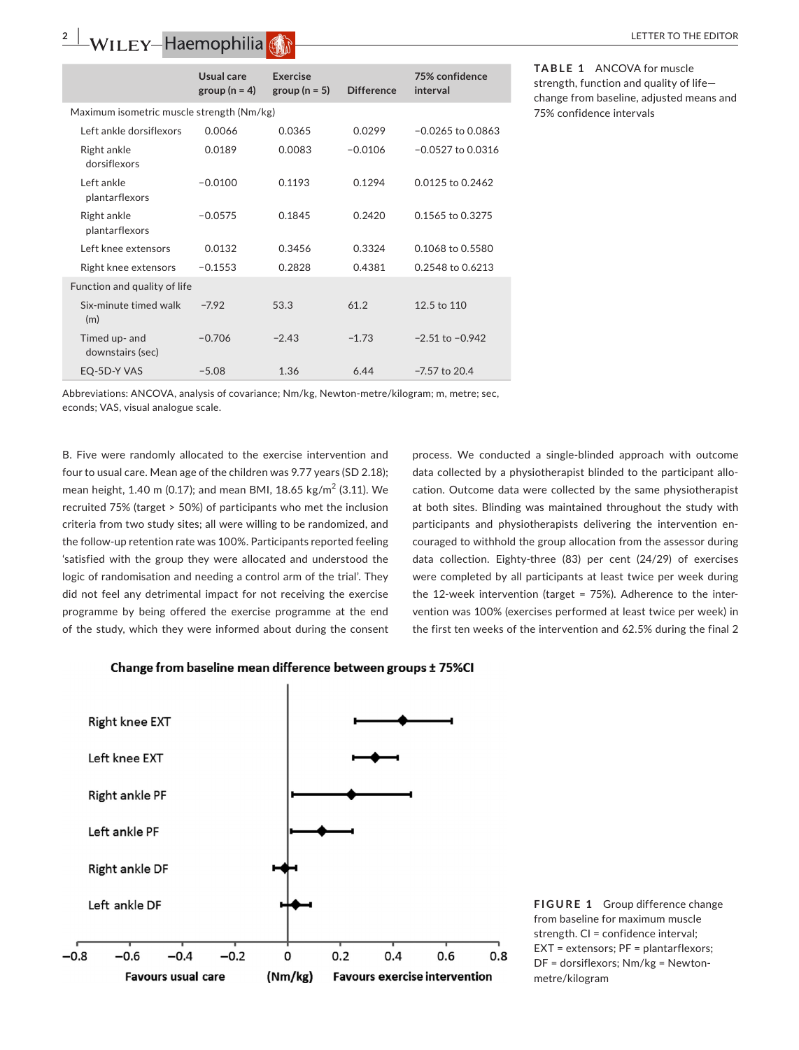**TABLE 1** ANCOVA for muscle strength, function and quality of life—change from baseline, adjusted means and 75% confidence intervals

| | Usual care group (n = 4) | Exercise group (n = 5) | Difference | 75% confidence interval |
|---|---|---|---|---|
| Maximum isometric muscle strength (Nm/kg) | | | | |
| Left ankle dorsiflexors | 0.0066 | 0.0365 | 0.0299 | −0.0265 to 0.0863 |
| Right ankle dorsiflexors | 0.0189 | 0.0083 | −0.0106 | −0.0527 to 0.0316 |
| Left ankle plantarflexors | −0.0100 | 0.1193 | 0.1294 | 0.0125 to 0.2462 |
| Right ankle plantarflexors | −0.0575 | 0.1845 | 0.2420 | 0.1565 to 0.3275 |
| Left knee extensors | 0.0132 | 0.3456 | 0.3324 | 0.1068 to 0.5580 |
| Right knee extensors | −0.1553 | 0.2828 | 0.4381 | 0.2548 to 0.6213 |
| Function and quality of life | | | | |
| Six-minute timed walk (m) | −7.92 | 53.3 | 61.2 | 12.5 to 110 |
| Timed up- and downstairs (sec) | −0.706 | −2.43 | −1.73 | −2.51 to −0.942 |
| EQ-5D-Y VAS | −5.08 | 1.36 | 6.44 | −7.57 to 20.4 |

Abbreviations: ANCOVA, analysis of covariance; Nm/kg, Newton-metre/kilogram; m, metre; sec, econds; VAS, visual analogue scale.

B. Five were randomly allocated to the exercise intervention and four to usual care. Mean age of the children was 9.77 years (SD 2.18); mean height, 1.40 m (0.17); and mean BMI, 18.65 kg/m$^2$ (3.11). We recruited 75% (target > 50%) of participants who met the inclusion criteria from two study sites; all were willing to be randomized, and the follow-up retention rate was 100%. Participants reported feeling 'satisfied with the group they were allocated and understood the logic of randomisation and needing a control arm of the trial'. They did not feel any detrimental impact for not receiving the exercise programme by being offered the exercise programme at the end of the study, which they were informed about during the consent process. We conducted a single-blinded approach with outcome data collected by a physiotherapist blinded to the participant allocation. Outcome data were collected by the same physiotherapist at both sites. Blinding was maintained throughout the study with participants and physiotherapists delivering the intervention encouraged to withhold the group allocation from the assessor during data collection. Eighty-three (83) per cent (24/29) of exercises were completed by all participants at least twice per week during the 12-week intervention (target = 75%). Adherence to the intervention was 100% (exercises performed at least twice per week) in the first ten weeks of the intervention and 62.5% during the final 2

**FIGURE 1** Group difference change from baseline for maximum muscle strength. CI = confidence interval; EXT = extensors; PF = plantarflexors; DF = dorsiflexors; Nm/kg = Newton-metre/kilogram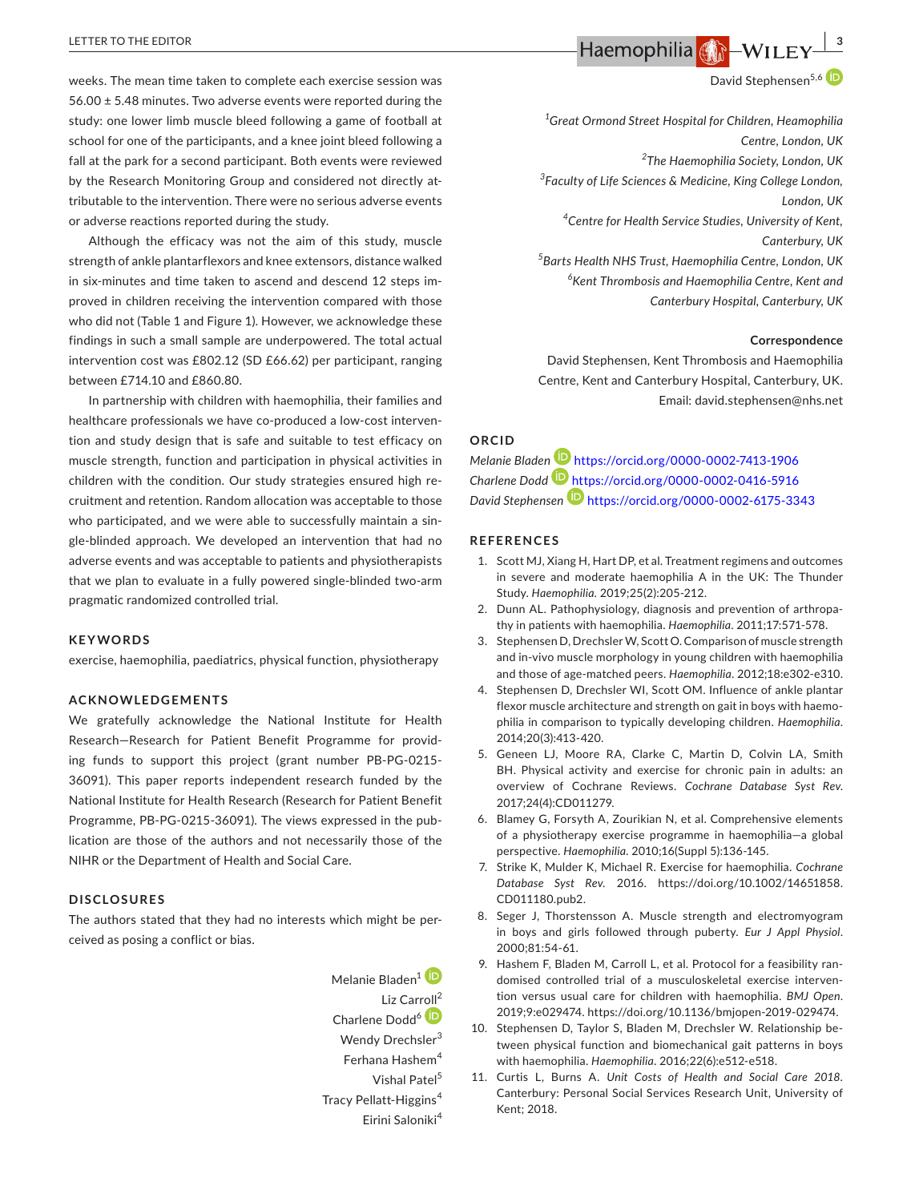weeks. The mean time taken to complete each exercise session was 56.00 ± 5.48 minutes. Two adverse events were reported during the study: one lower limb muscle bleed following a game of football at school for one of the participants, and a knee joint bleed following a fall at the park for a second participant. Both events were reviewed by the Research Monitoring Group and considered not directly attributable to the intervention. There were no serious adverse events or adverse reactions reported during the study.

Although the efficacy was not the aim of this study, muscle strength of ankle plantarflexors and knee extensors, distance walked in six-minutes and time taken to ascend and descend 12 steps improved in children receiving the intervention compared with those who did not (Table 1 and Figure 1). However, we acknowledge these findings in such a small sample are underpowered. The total actual intervention cost was £802.12 (SD £66.62) per participant, ranging between £714.10 and £860.80.

In partnership with children with haemophilia, their families and healthcare professionals we have co-produced a low-cost intervention and study design that is safe and suitable to test efficacy on muscle strength, function and participation in physical activities in children with the condition. Our study strategies ensured high recruitment and retention. Random allocation was acceptable to those who participated, and we were able to successfully maintain a single-blinded approach. We developed an intervention that had no adverse events and was acceptable to patients and physiotherapists that we plan to evaluate in a fully powered single-blinded two-arm pragmatic randomized controlled trial.

## KEYWORDS

exercise, haemophilia, paediatrics, physical function, physiotherapy

## ACKNOWLEDGEMENTS

We gratefully acknowledge the National Institute for Health Research—Research for Patient Benefit Programme for providing funds to support this project (grant number PB-PG-0215-36091). This paper reports independent research funded by the National Institute for Health Research (Research for Patient Benefit Programme, PB-PG-0215-36091). The views expressed in the publication are those of the authors and not necessarily those of the NIHR or the Department of Health and Social Care.

## DISCLOSURES

The authors stated that they had no interests which might be perceived as posing a conflict or bias.

Melanie Bladen[1]
Liz Carroll[2]
Charlene Dodd[6]
Wendy Drechsler[3]
Ferhana Hashem[4]
Vishal Patel[5]
Tracy Pellatt-Higgins[4]
Eirini Saloniki[4]
David Stephensen[5,6]

[1]*Great Ormond Street Hospital for Children, Heamophilia Centre, London, UK*
[2]*The Haemophilia Society, London, UK*
[3]*Faculty of Life Sciences & Medicine, King College London, London, UK*
[4]*Centre for Health Service Studies, University of Kent, Canterbury, UK*
[5]*Barts Health NHS Trust, Haemophilia Centre, London, UK*
[6]*Kent Thrombosis and Haemophilia Centre, Kent and Canterbury Hospital, Canterbury, UK*

**Correspondence**
David Stephensen, Kent Thrombosis and Haemophilia Centre, Kent and Canterbury Hospital, Canterbury, UK.
Email: david.stephensen@nhs.net

## ORCID

*Melanie Bladen* https://orcid.org/0000-0002-7413-1906
*Charlene Dodd* https://orcid.org/0000-0002-0416-5916
*David Stephensen* https://orcid.org/0000-0002-6175-3343

## REFERENCES

1. Scott MJ, Xiang H, Hart DP, et al. Treatment regimens and outcomes in severe and moderate haemophilia A in the UK: The Thunder Study. *Haemophilia*. 2019;25(2):205-212.
2. Dunn AL. Pathophysiology, diagnosis and prevention of arthropathy in patients with haemophilia. *Haemophilia*. 2011;17:571-578.
3. Stephensen D, Drechsler W, Scott O. Comparison of muscle strength and in-vivo muscle morphology in young children with haemophilia and those of age-matched peers. *Haemophilia*. 2012;18:e302-e310.
4. Stephensen D, Drechsler WI, Scott OM. Influence of ankle plantar flexor muscle architecture and strength on gait in boys with haemophilia in comparison to typically developing children. *Haemophilia*. 2014;20(3):413-420.
5. Geneen LJ, Moore RA, Clarke C, Martin D, Colvin LA, Smith BH. Physical activity and exercise for chronic pain in adults: an overview of Cochrane Reviews. *Cochrane Database Syst Rev*. 2017;24(4):CD011279.
6. Blamey G, Forsyth A, Zourikian N, et al. Comprehensive elements of a physiotherapy exercise programme in haemophilia—a global perspective. *Haemophilia*. 2010;16(Suppl 5):136-145.
7. Strike K, Mulder K, Michael R. Exercise for haemophilia. *Cochrane Database Syst Rev*. 2016. https://doi.org/10.1002/14651858.CD011180.pub2.
8. Seger J, Thorstensson A. Muscle strength and electromyogram in boys and girls followed through puberty. *Eur J Appl Physiol*. 2000;81:54-61.
9. Hashem F, Bladen M, Carroll L, et al. Protocol for a feasibility randomised controlled trial of a musculoskeletal exercise intervention versus usual care for children with haemophilia. *BMJ Open*. 2019;9:e029474. https://doi.org/10.1136/bmjopen-2019-029474.
10. Stephensen D, Taylor S, Bladen M, Drechsler W. Relationship between physical function and biomechanical gait patterns in boys with haemophilia. *Haemophilia*. 2016;22(6):e512-e518.
11. Curtis L, Burns A. *Unit Costs of Health and Social Care 2018*. Canterbury: Personal Social Services Research Unit, University of Kent; 2018.